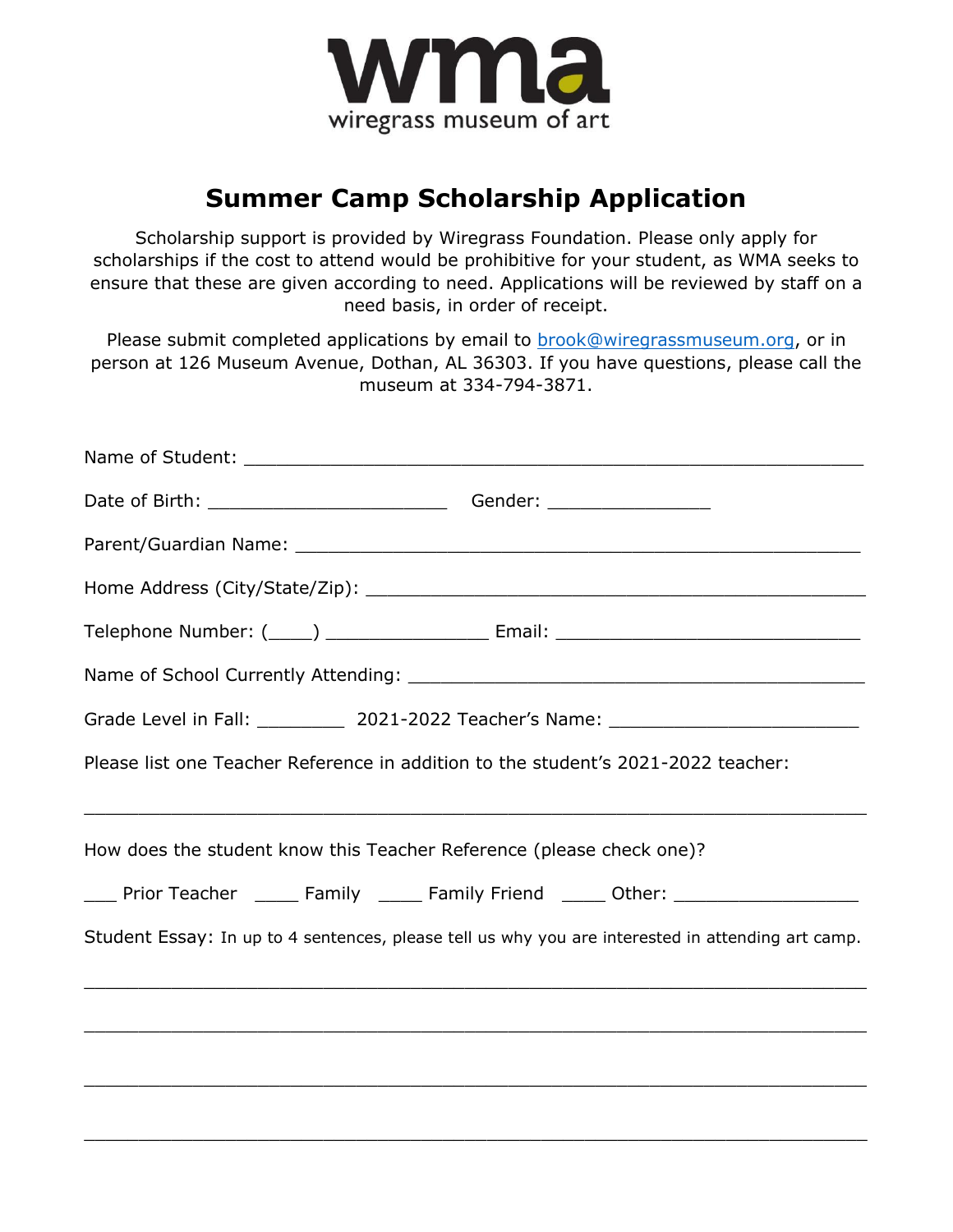wma

wiregrass museum of art

# Summer Camp Scholarship Application

Scholarship support is provided by Wiregrass Foundation. Please only apply for scholarships if the cost to attend would be prohibitive for your student, as WMA seeks to ensure that these are given according to need. Applications will be reviewed by staff on a need basis, in order of receipt.

Please submit completed applications by email to brook@wiregrassmuseum.org, or in person at 126 Museum Avenue, Dothan, AL 36303. If you have questions, please call the museum at 334-794-3871.

Name of Student: ______________________________________________________

Date of Birth: ______________________ Gender: _______________

Parent/Guardian Name: ___________________________________________________

Home Address (City/State/Zip): _____________________________________________

Telephone Number: (____) _______________ Email: _____________________________

Name of School Currently Attending: _________________________________________

Grade Level in Fall: ________ 2021-2022 Teacher's Name: _______________________

Please list one Teacher Reference in addition to the student's 2021-2022 teacher:

_________________________________________________________________________

How does the student know this Teacher Reference (please check one)?

___ Prior Teacher ____ Family ____ Family Friend ____ Other: _________________

Student Essay: In up to 4 sentences, please tell us why you are interested in attending art camp.

_________________________________________________________________________

_________________________________________________________________________

_________________________________________________________________________

_________________________________________________________________________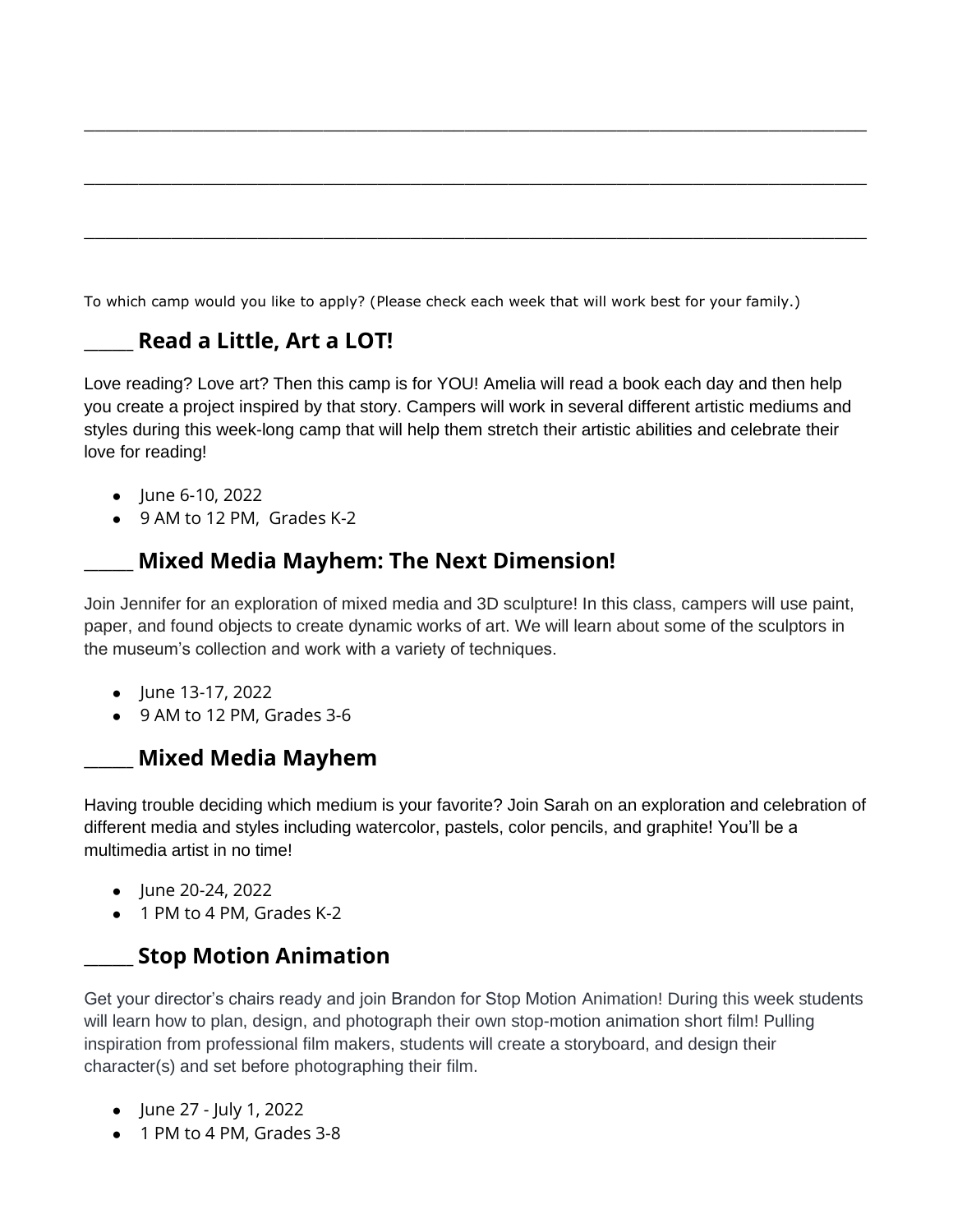________________________________________________________________________________

________________________________________________________________________________

________________________________________________________________________________

To which camp would you like to apply? (Please check each week that will work best for your family.)

## _____ Read a Little, Art a LOT!

Love reading? Love art? Then this camp is for YOU! Amelia will read a book each day and then help you create a project inspired by that story. Campers will work in several different artistic mediums and styles during this week-long camp that will help them stretch their artistic abilities and celebrate their love for reading!

- June 6-10, 2022
- 9 AM to 12 PM, Grades K-2

## _____ Mixed Media Mayhem: The Next Dimension!

Join Jennifer for an exploration of mixed media and 3D sculpture! In this class, campers will use paint, paper, and found objects to create dynamic works of art. We will learn about some of the sculptors in the museum's collection and work with a variety of techniques.

- June 13-17, 2022
- 9 AM to 12 PM, Grades 3-6

## _____ Mixed Media Mayhem

Having trouble deciding which medium is your favorite? Join Sarah on an exploration and celebration of different media and styles including watercolor, pastels, color pencils, and graphite! You'll be a multimedia artist in no time!

- June 20-24, 2022
- 1 PM to 4 PM, Grades K-2

## _____ Stop Motion Animation

Get your director's chairs ready and join Brandon for Stop Motion Animation! During this week students will learn how to plan, design, and photograph their own stop-motion animation short film! Pulling inspiration from professional film makers, students will create a storyboard, and design their character(s) and set before photographing their film.

- June 27 - July 1, 2022
- 1 PM to 4 PM, Grades 3-8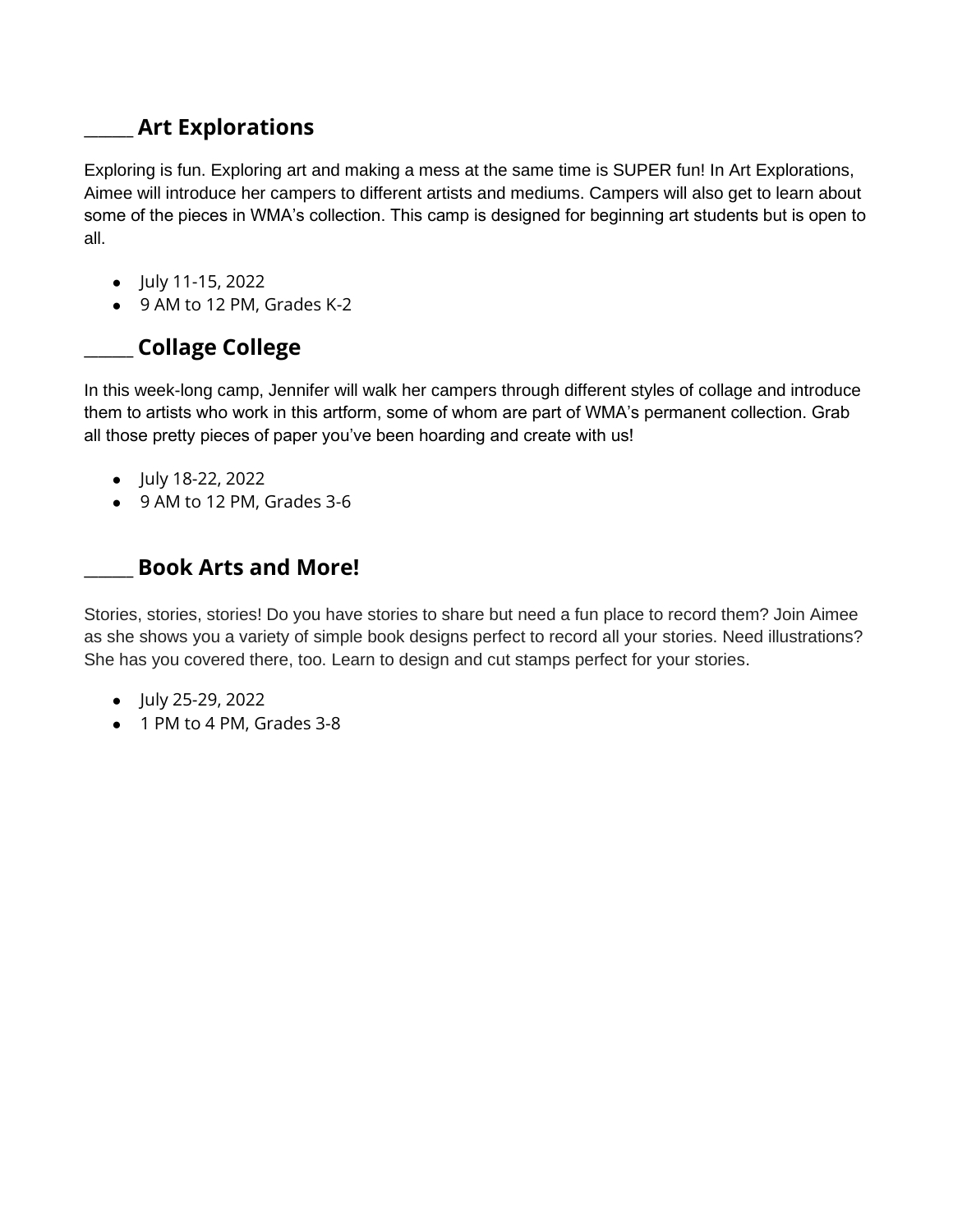## _____ Art Explorations

Exploring is fun. Exploring art and making a mess at the same time is SUPER fun! In Art Explorations, Aimee will introduce her campers to different artists and mediums. Campers will also get to learn about some of the pieces in WMA's collection. This camp is designed for beginning art students but is open to all.

- July 11-15, 2022
- 9 AM to 12 PM, Grades K-2

## _____ Collage College

In this week-long camp, Jennifer will walk her campers through different styles of collage and introduce them to artists who work in this artform, some of whom are part of WMA's permanent collection. Grab all those pretty pieces of paper you've been hoarding and create with us!

- July 18-22, 2022
- 9 AM to 12 PM, Grades 3-6

## _____ Book Arts and More!

Stories, stories, stories! Do you have stories to share but need a fun place to record them? Join Aimee as she shows you a variety of simple book designs perfect to record all your stories. Need illustrations? She has you covered there, too. Learn to design and cut stamps perfect for your stories.

- July 25-29, 2022
- 1 PM to 4 PM, Grades 3-8